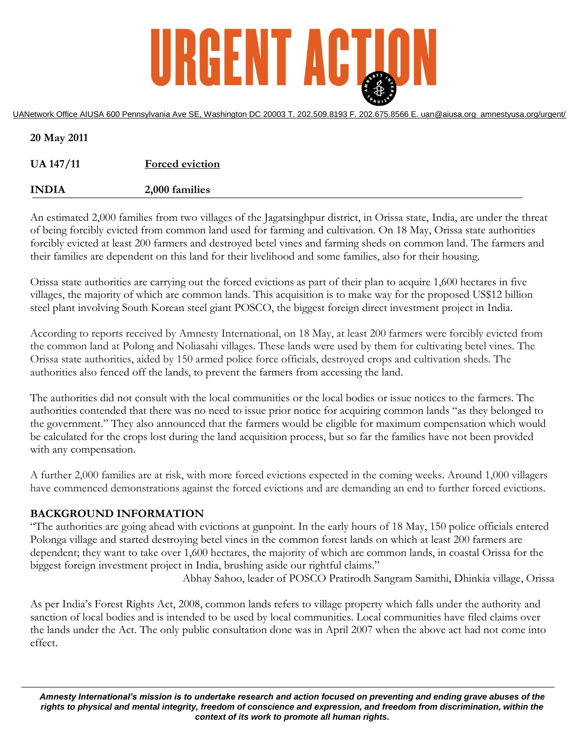# URGENT ACTION

UANetwork Office AIUSA 600 Pennsylvania Ave SE, Washington DC 20003 T. 202.509.8193 F. 202.675.8566 E. uan@aiusa.org amnestyusa.org/urgent/

**20 May 2011**

**UA 147/11** **Forced eviction**

**INDIA** **2,000 families**

An estimated 2,000 families from two villages of the Jagatsinghpur district, in Orissa state, India, are under the threat of being forcibly evicted from common land used for farming and cultivation. On 18 May, Orissa state authorities forcibly evicted at least 200 farmers and destroyed betel vines and farming sheds on common land. The farmers and their families are dependent on this land for their livelihood and some families, also for their housing.

Orissa state authorities are carrying out the forced evictions as part of their plan to acquire 1,600 hectares in five villages, the majority of which are common lands. This acquisition is to make way for the proposed US$12 billion steel plant involving South Korean steel giant POSCO, the biggest foreign direct investment project in India.

According to reports received by Amnesty International, on 18 May, at least 200 farmers were forcibly evicted from the common land at Polong and Noliasahi villages. These lands were used by them for cultivating betel vines. The Orissa state authorities, aided by 150 armed police force officials, destroyed crops and cultivation sheds. The authorities also fenced off the lands, to prevent the farmers from accessing the land.

The authorities did not consult with the local communities or the local bodies or issue notices to the farmers. The authorities contended that there was no need to issue prior notice for acquiring common lands "as they belonged to the government." They also announced that the farmers would be eligible for maximum compensation which would be calculated for the crops lost during the land acquisition process, but so far the families have not been provided with any compensation.

A further 2,000 families are at risk, with more forced evictions expected in the coming weeks. Around 1,000 villagers have commenced demonstrations against the forced evictions and are demanding an end to further forced evictions.

## BACKGROUND INFORMATION

"The authorities are going ahead with evictions at gunpoint. In the early hours of 18 May, 150 police officials entered Polonga village and started destroying betel vines in the common forest lands on which at least 200 farmers are dependent; they want to take over 1,600 hectares, the majority of which are common lands, in coastal Orissa for the biggest foreign investment project in India, brushing aside our rightful claims."

Abhay Sahoo, leader of POSCO Pratirodh Sangram Samithi, Dhinkia village, Orissa

As per India's Forest Rights Act, 2008, common lands refers to village property which falls under the authority and sanction of local bodies and is intended to be used by local communities. Local communities have filed claims over the lands under the Act. The only public consultation done was in April 2007 when the above act had not come into effect.

***Amnesty International's mission is to undertake research and action focused on preventing and ending grave abuses of the rights to physical and mental integrity, freedom of conscience and expression, and freedom from discrimination, within the context of its work to promote all human rights.***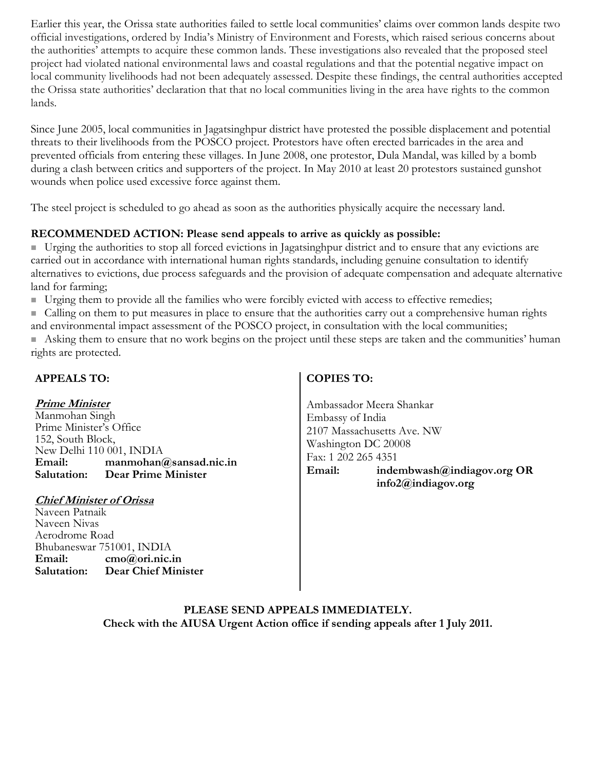Earlier this year, the Orissa state authorities failed to settle local communities' claims over common lands despite two official investigations, ordered by India's Ministry of Environment and Forests, which raised serious concerns about the authorities' attempts to acquire these common lands. These investigations also revealed that the proposed steel project had violated national environmental laws and coastal regulations and that the potential negative impact on local community livelihoods had not been adequately assessed. Despite these findings, the central authorities accepted the Orissa state authorities' declaration that that no local communities living in the area have rights to the common lands.

Since June 2005, local communities in Jagatsinghpur district have protested the possible displacement and potential threats to their livelihoods from the POSCO project. Protestors have often erected barricades in the area and prevented officials from entering these villages. In June 2008, one protestor, Dula Mandal, was killed by a bomb during a clash between critics and supporters of the project. In May 2010 at least 20 protestors sustained gunshot wounds when police used excessive force against them.

The steel project is scheduled to go ahead as soon as the authorities physically acquire the necessary land.

**RECOMMENDED ACTION: Please send appeals to arrive as quickly as possible:**

- Urging the authorities to stop all forced evictions in Jagatsinghpur district and to ensure that any evictions are carried out in accordance with international human rights standards, including genuine consultation to identify alternatives to evictions, due process safeguards and the provision of adequate compensation and adequate alternative land for farming;
- Urging them to provide all the families who were forcibly evicted with access to effective remedies;
- Calling on them to put measures in place to ensure that the authorities carry out a comprehensive human rights and environmental impact assessment of the POSCO project, in consultation with the local communities;
- Asking them to ensure that no work begins on the project until these steps are taken and the communities' human rights are protected.

**APPEALS TO:**

***Prime Minister***
Manmohan Singh
Prime Minister's Office
152, South Block,
New Delhi 110 001, INDIA
**Email:** **manmohan@sansad.nic.in**
**Salutation:** **Dear Prime Minister**

***Chief Minister of Orissa***
Naveen Patnaik
Naveen Nivas
Aerodrome Road
Bhubaneswar 751001, INDIA
**Email:** **cmo@ori.nic.in**
**Salutation:** **Dear Chief Minister**

**COPIES TO:**

Ambassador Meera Shankar
Embassy of India
2107 Massachusetts Ave. NW
Washington DC 20008
Fax: 1 202 265 4351
**Email:** **indembwash@indiagov.org OR info2@indiagov.org**

**PLEASE SEND APPEALS IMMEDIATELY.**
**Check with the AIUSA Urgent Action office if sending appeals after 1 July 2011.**